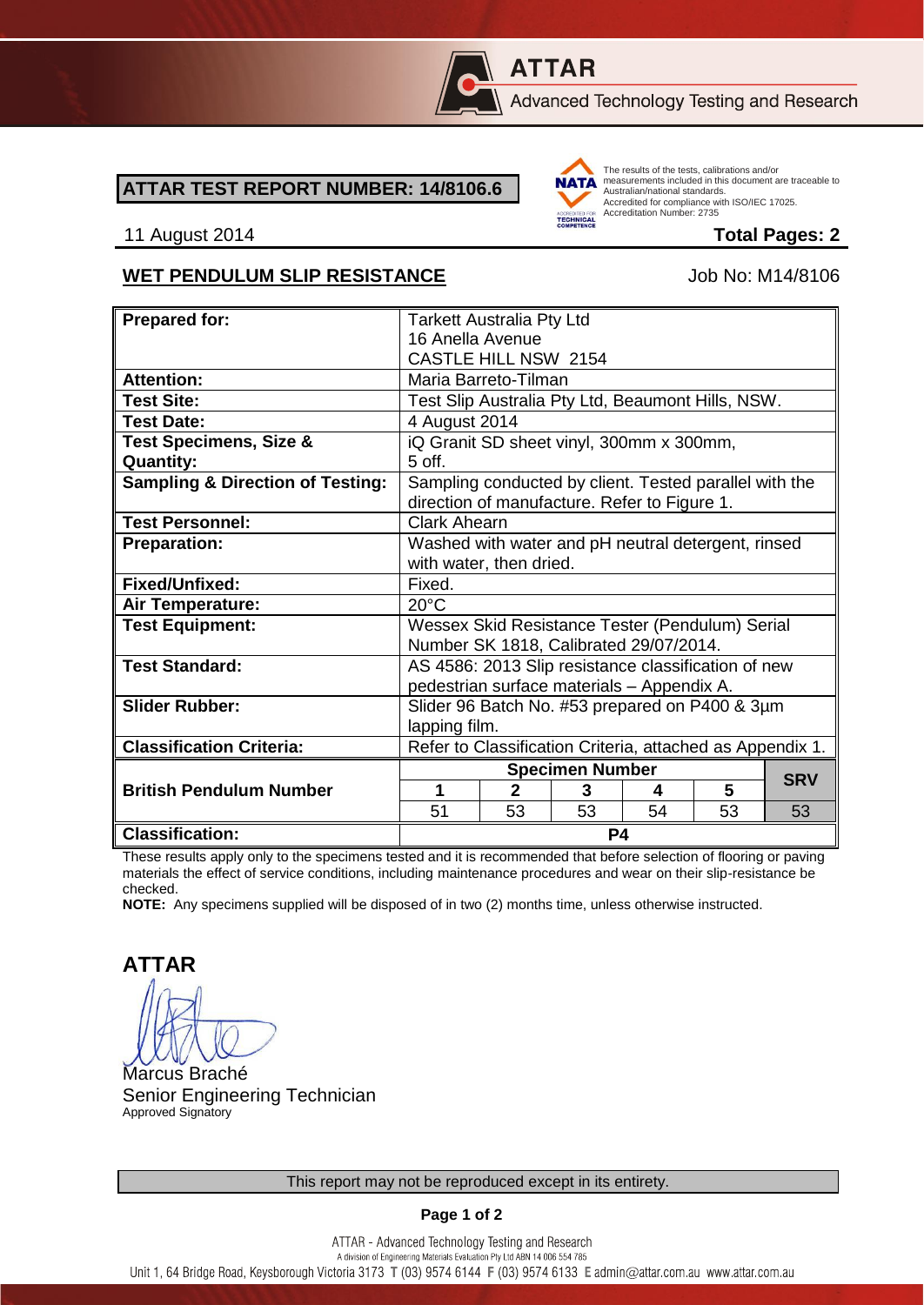**ATTAR**
Advanced Technology Testing and Research

## ATTAR TEST REPORT NUMBER: 14/8106.6

The results of the tests, calibrations and/or measurements included in this document are traceable to Australian/national standards.
Accredited for compliance with ISO/IEC 17025.
Accreditation Number: 2735

11 August 2014 **Total Pages: 2**

### WET PENDULUM SLIP RESISTANCE

Job No: M14/8106

| | | | | | | |
|---|---|---|---|---|---|---|
| **Prepared for:** | Tarkett Australia Pty Ltd<br>16 Anella Avenue<br>CASTLE HILL NSW 2154 | | | | | |
| **Attention:** | Maria Barreto-Tilman | | | | | |
| **Test Site:** | Test Slip Australia Pty Ltd, Beaumont Hills, NSW. | | | | | |
| **Test Date:** | 4 August 2014 | | | | | |
| **Test Specimens, Size & Quantity:** | iQ Granit SD sheet vinyl, 300mm x 300mm, 5 off. | | | | | |
| **Sampling & Direction of Testing:** | Sampling conducted by client. Tested parallel with the direction of manufacture. Refer to Figure 1. | | | | | |
| **Test Personnel:** | Clark Ahearn | | | | | |
| **Preparation:** | Washed with water and pH neutral detergent, rinsed with water, then dried. | | | | | |
| **Fixed/Unfixed:** | Fixed. | | | | | |
| **Air Temperature:** | 20°C | | | | | |
| **Test Equipment:** | Wessex Skid Resistance Tester (Pendulum) Serial Number SK 1818, Calibrated 29/07/2014. | | | | | |
| **Test Standard:** | AS 4586: 2013 Slip resistance classification of new pedestrian surface materials – Appendix A. | | | | | |
| **Slider Rubber:** | Slider 96 Batch No. #53 prepared on P400 & 3µm lapping film. | | | | | |
| **Classification Criteria:** | Refer to Classification Criteria, attached as Appendix 1. | | | | | |
| **British Pendulum Number** | **Specimen Number** | | | | | **SRV** |
| | **1** | **2** | **3** | **4** | **5** | |
| | 51 | 53 | 53 | 54 | 53 | 53 |
| **Classification:** | **P4** | | | | | |

These results apply only to the specimens tested and it is recommended that before selection of flooring or paving materials the effect of service conditions, including maintenance procedures and wear on their slip-resistance be checked.

**NOTE:** Any specimens supplied will be disposed of in two (2) months time, unless otherwise instructed.

**ATTAR**

Marcus Braché
Senior Engineering Technician
Approved Signatory

This report may not be reproduced except in its entirety.

ATTAR - Advanced Technology Testing and Research
A division of Engineering Materials Evaluation Pty Ltd ABN 14 006 554 785
Unit 1, 64 Bridge Road, Keysborough Victoria 3173 T (03) 9574 6144 F (03) 9574 6133 E admin@attar.com.au www.attar.com.au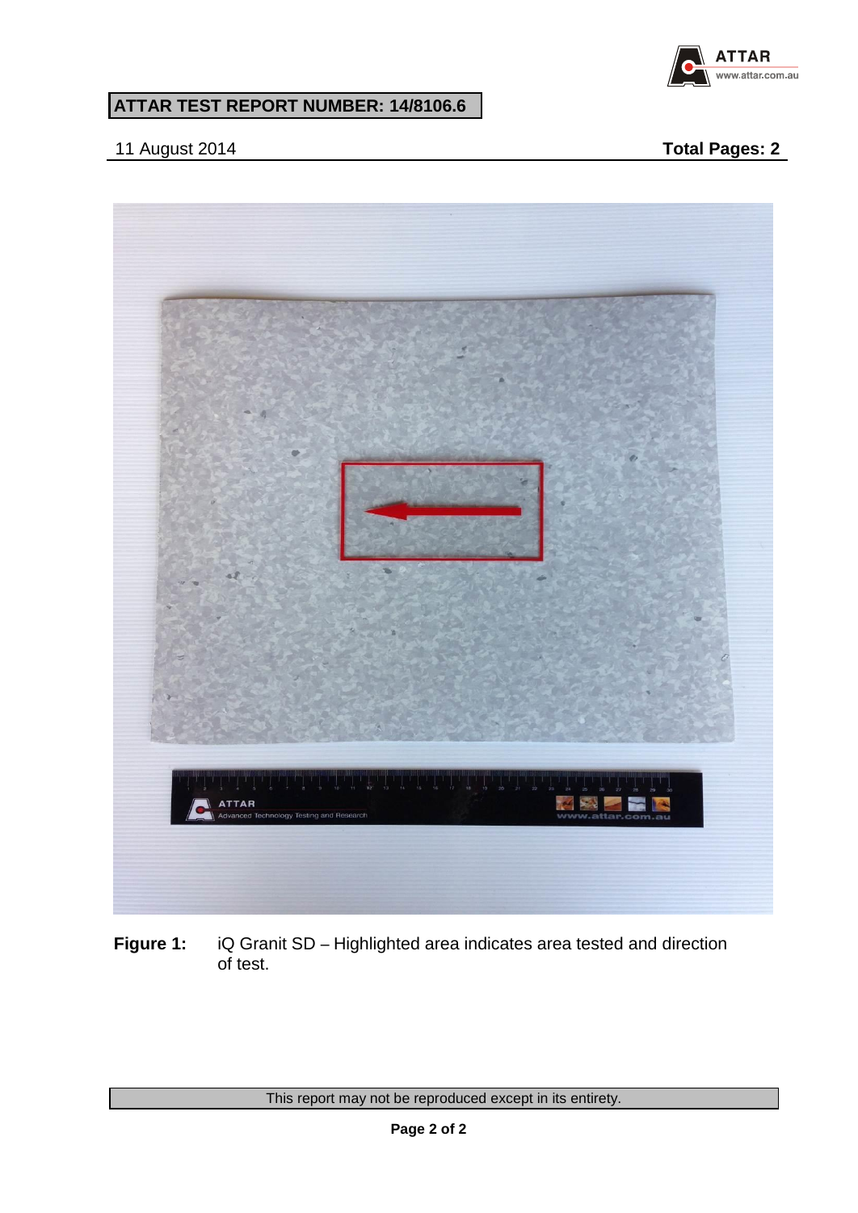**ATTAR TEST REPORT NUMBER: 14/8106.6**

11 August 2014 **Total Pages: 2**

**Figure 1:** iQ Granit SD – Highlighted area indicates area tested and direction of test.

This report may not be reproduced except in its entirety.